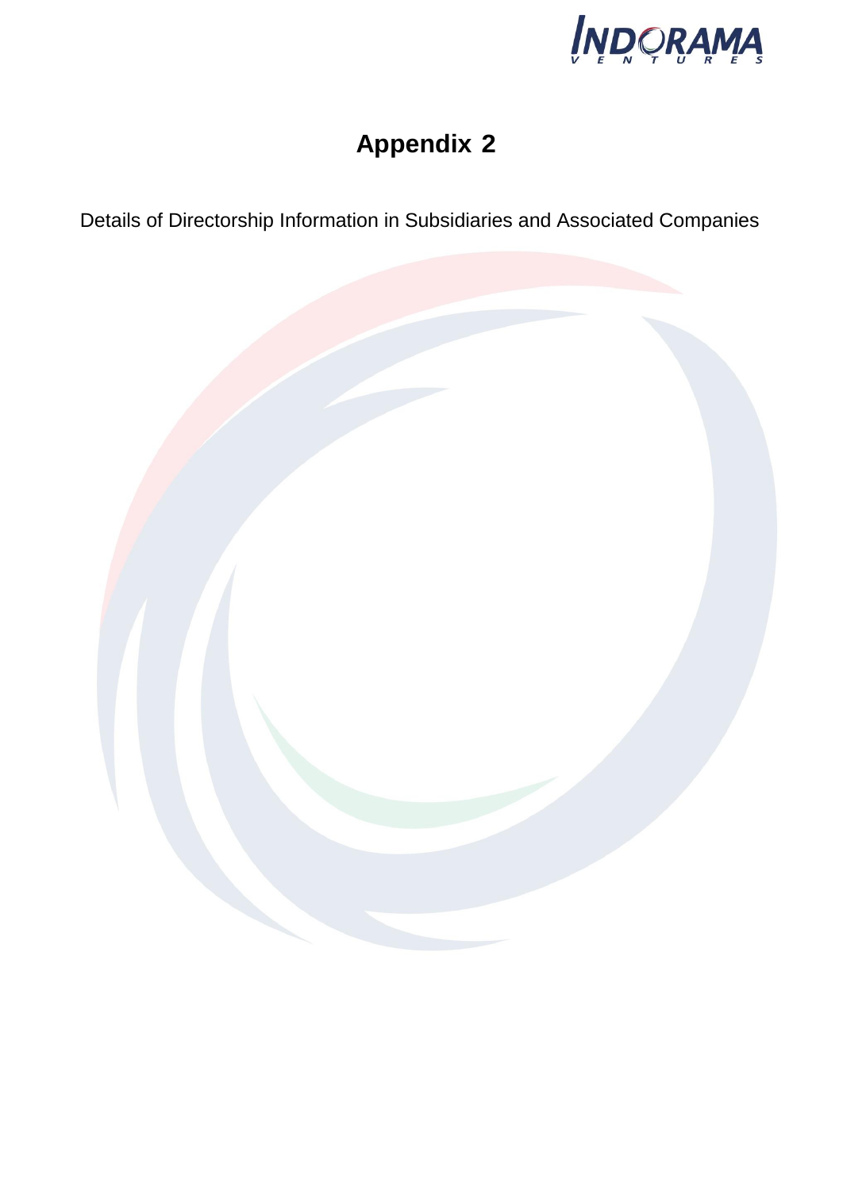# Appendix 2

Details of Directorship Information in Subsidiaries and Associated Companies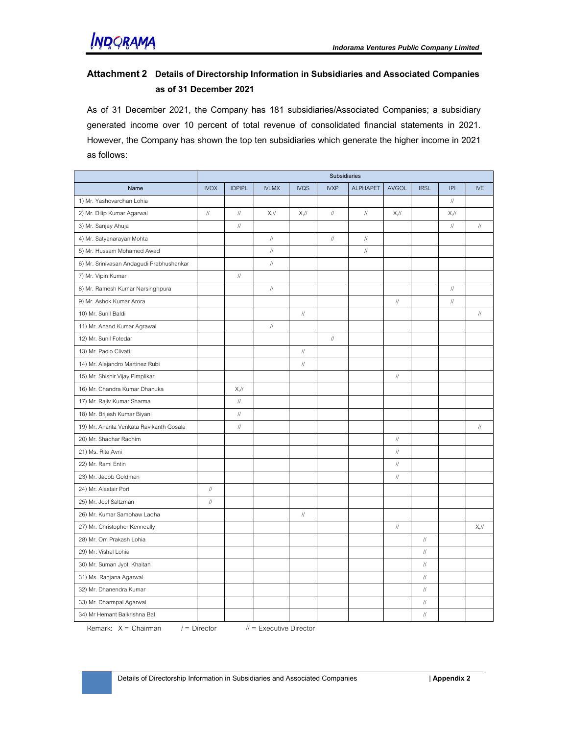## Attachment 2 Details of Directorship Information in Subsidiaries and Associated Companies as of 31 December 2021

As of 31 December 2021, the Company has 181 subsidiaries/Associated Companies; a subsidiary generated income over 10 percent of total revenue of consolidated financial statements in 2021. However, the Company has shown the top ten subsidiaries which generate the higher income in 2021 as follows:

| | Subsidiaries | | | | | | | | | |
|---|---|---|---|---|---|---|---|---|---|---|
| Name | IVOX | IDPIPL | IVLMX | IVQS | IVXP | ALPHAPET | AVGOL | IRSL | IPI | IVE |
| 1) Mr. Yashovardhan Lohia | | | | | | | | | // | |
| 2) Mr. Dilip Kumar Agarwal | // | // | X,// | X,// | // | // | X,// | | X,// | |
| 3) Mr. Sanjay Ahuja | | // | | | | | | | // | // |
| 4) Mr. Satyanarayan Mohta | | | // | | // | // | | | | |
| 5) Mr. Hussam Mohamed Awad | | | // | | | // | | | | |
| 6) Mr. Srinivasan Andagudi Prabhushankar | | | // | | | | | | | |
| 7) Mr. Vipin Kumar | | // | | | | | | | | |
| 8) Mr. Ramesh Kumar Narsinghpura | | | // | | | | | | // | |
| 9) Mr. Ashok Kumar Arora | | | | | | | // | | // | |
| 10) Mr. Sunil Baldi | | | | // | | | | | | // |
| 11) Mr. Anand Kumar Agrawal | | | // | | | | | | | |
| 12) Mr. Sunil Fotedar | | | | | // | | | | | |
| 13) Mr. Paolo Clivati | | | | // | | | | | | |
| 14) Mr. Alejandro Martinez Rubi | | | | // | | | | | | |
| 15) Mr. Shishir Vijay Pimplikar | | | | | | | // | | | |
| 16) Mr. Chandra Kumar Dhanuka | | X,// | | | | | | | | |
| 17) Mr. Rajiv Kumar Sharma | | // | | | | | | | | |
| 18) Mr. Brijesh Kumar Biyani | | // | | | | | | | | |
| 19) Mr. Ananta Venkata Ravikanth Gosala | | // | | | | | | | | // |
| 20) Mr. Shachar Rachim | | | | | | | // | | | |
| 21) Ms. Rita Avni | | | | | | | // | | | |
| 22) Mr. Rami Entin | | | | | | | // | | | |
| 23) Mr. Jacob Goldman | | | | | | | // | | | |
| 24) Mr. Alastair Port | // | | | | | | | | | |
| 25) Mr. Joel Saltzman | // | | | | | | | | | |
| 26) Mr. Kumar Sambhaw Ladha | | | | // | | | | | | |
| 27) Mr. Christopher Kenneally | | | | | | | // | | | X,// |
| 28) Mr. Om Prakash Lohia | | | | | | | | // | | |
| 29) Mr. Vishal Lohia | | | | | | | | // | | |
| 30) Mr. Suman Jyoti Khaitan | | | | | | | | // | | |
| 31) Ms. Ranjana Agarwal | | | | | | | | // | | |
| 32) Mr. Dhanendra Kumar | | | | | | | | // | | |
| 33) Mr. Dharmpal Agarwal | | | | | | | | // | | |
| 34) Mr Hemant Balkrishna Bal | | | | | | | | // | | |

Remark: X = Chairman / = Director // = Executive Director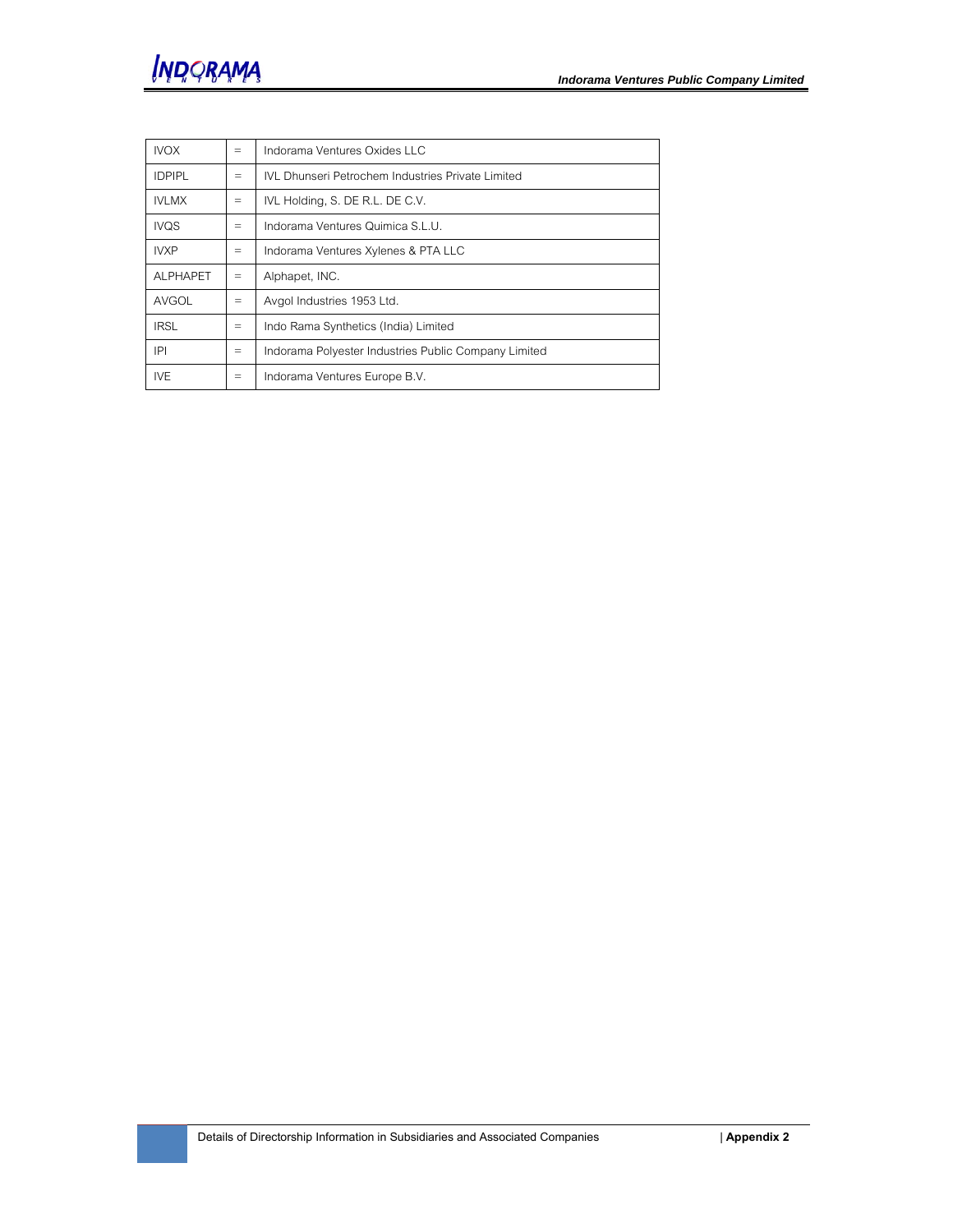| | | |
|---|---|---|
| IVOX | = | Indorama Ventures Oxides LLC |
| IDPIPL | = | IVL Dhunseri Petrochem Industries Private Limited |
| IVLMX | = | IVL Holding, S. DE R.L. DE C.V. |
| IVQS | = | Indorama Ventures Quimica S.L.U. |
| IVXP | = | Indorama Ventures Xylenes & PTA LLC |
| ALPHAPET | = | Alphapet, INC. |
| AVGOL | = | Avgol Industries 1953 Ltd. |
| IRSL | = | Indo Rama Synthetics (India) Limited |
| IPI | = | Indorama Polyester Industries Public Company Limited |
| IVE | = | Indorama Ventures Europe B.V. |